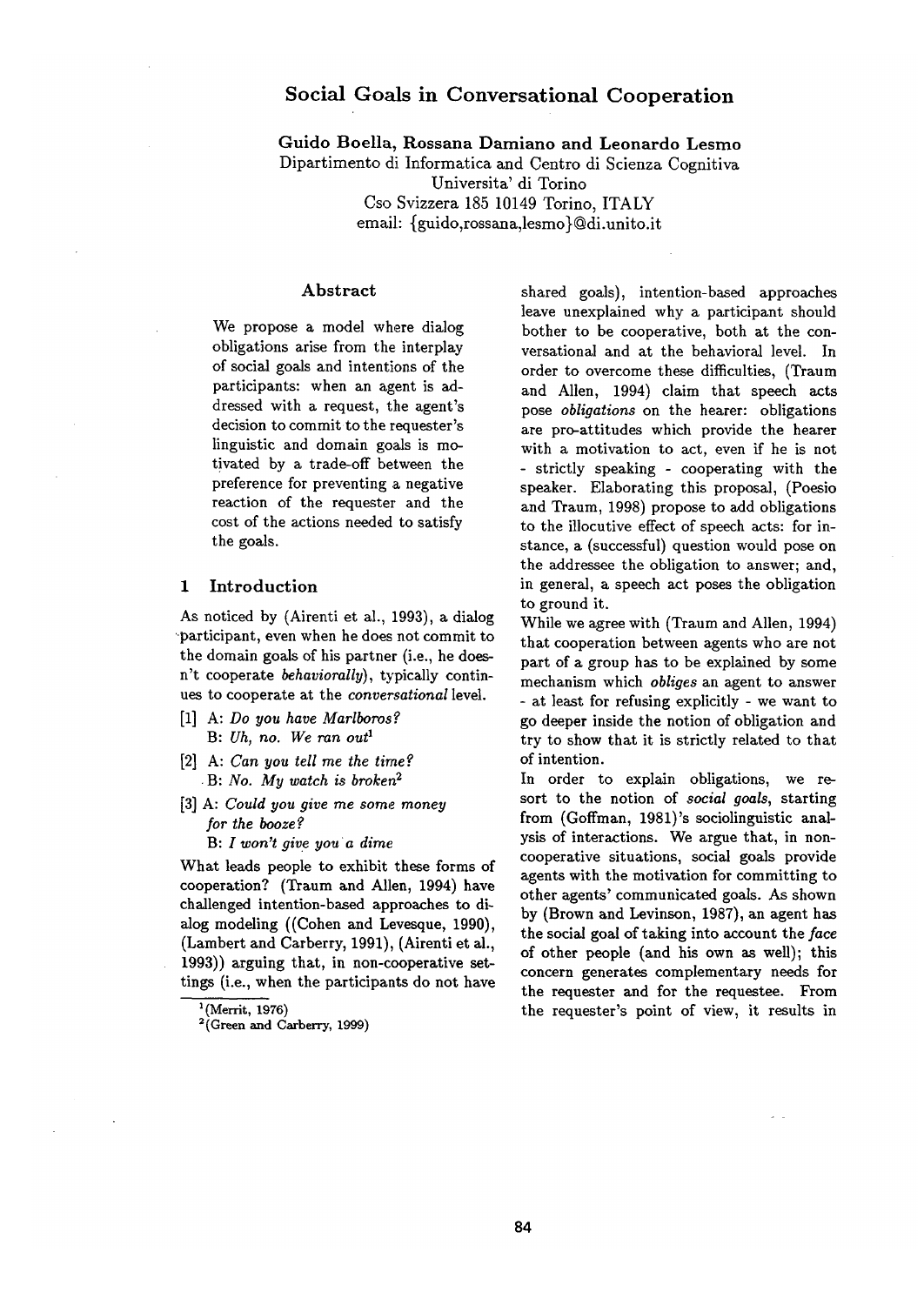# Social Goals in Conversational Cooperation

**Guido Boella, Rossana Damiano and Leonardo Lesmo**

Dipartimento di Informatica and Centro di Scienza Cognitiva
Universita' di Torino
Cso Svizzera 185 10149 Torino, ITALY
email: {guido,rossana,lesmo}@di.unito.it

## Abstract

We propose a model where dialog obligations arise from the interplay of social goals and intentions of the participants: when an agent is addressed with a request, the agent's decision to commit to the requester's linguistic and domain goals is motivated by a trade-off between the preference for preventing a negative reaction of the requester and the cost of the actions needed to satisfy the goals.

## 1 Introduction

As noticed by (Airenti et al., 1993), a dialog participant, even when he does not commit to the domain goals of his partner (i.e., he doesn't cooperate *behaviorally*), typically continues to cooperate at the *conversational* level.

[1] A: *Do you have Marlboros?*
B: *Uh, no. We ran out*[1]

[2] A: *Can you tell me the time?*
B: *No. My watch is broken*[2]

[3] A: *Could you give me some money for the booze?*
B: *I won't give you a dime*

What leads people to exhibit these forms of cooperation? (Traum and Allen, 1994) have challenged intention-based approaches to dialog modeling ((Cohen and Levesque, 1990), (Lambert and Carberry, 1991), (Airenti et al., 1993)) arguing that, in non-cooperative settings (i.e., when the participants do not have shared goals), intention-based approaches leave unexplained why a participant should bother to be cooperative, both at the conversational and at the behavioral level. In order to overcome these difficulties, (Traum and Allen, 1994) claim that speech acts pose *obligations* on the hearer: obligations are pro-attitudes which provide the hearer with a motivation to act, even if he is not - strictly speaking - cooperating with the speaker. Elaborating this proposal, (Poesio and Traum, 1998) propose to add obligations to the illocutive effect of speech acts: for instance, a (successful) question would pose on the addressee the obligation to answer; and, in general, a speech act poses the obligation to ground it.

While we agree with (Traum and Allen, 1994) that cooperation between agents who are not part of a group has to be explained by some mechanism which *obliges* an agent to answer - at least for refusing explicitly - we want to go deeper inside the notion of obligation and try to show that it is strictly related to that of intention.

In order to explain obligations, we resort to the notion of *social goals*, starting from (Goffman, 1981)'s sociolinguistic analysis of interactions. We argue that, in non-cooperative situations, social goals provide agents with the motivation for committing to other agents' communicated goals. As shown by (Brown and Levinson, 1987), an agent has the social goal of taking into account the *face* of other people (and his own as well); this concern generates complementary needs for the requester and for the requestee. From the requester's point of view, it results in

[1] (Merrit, 1976)

[2] (Green and Carberry, 1999)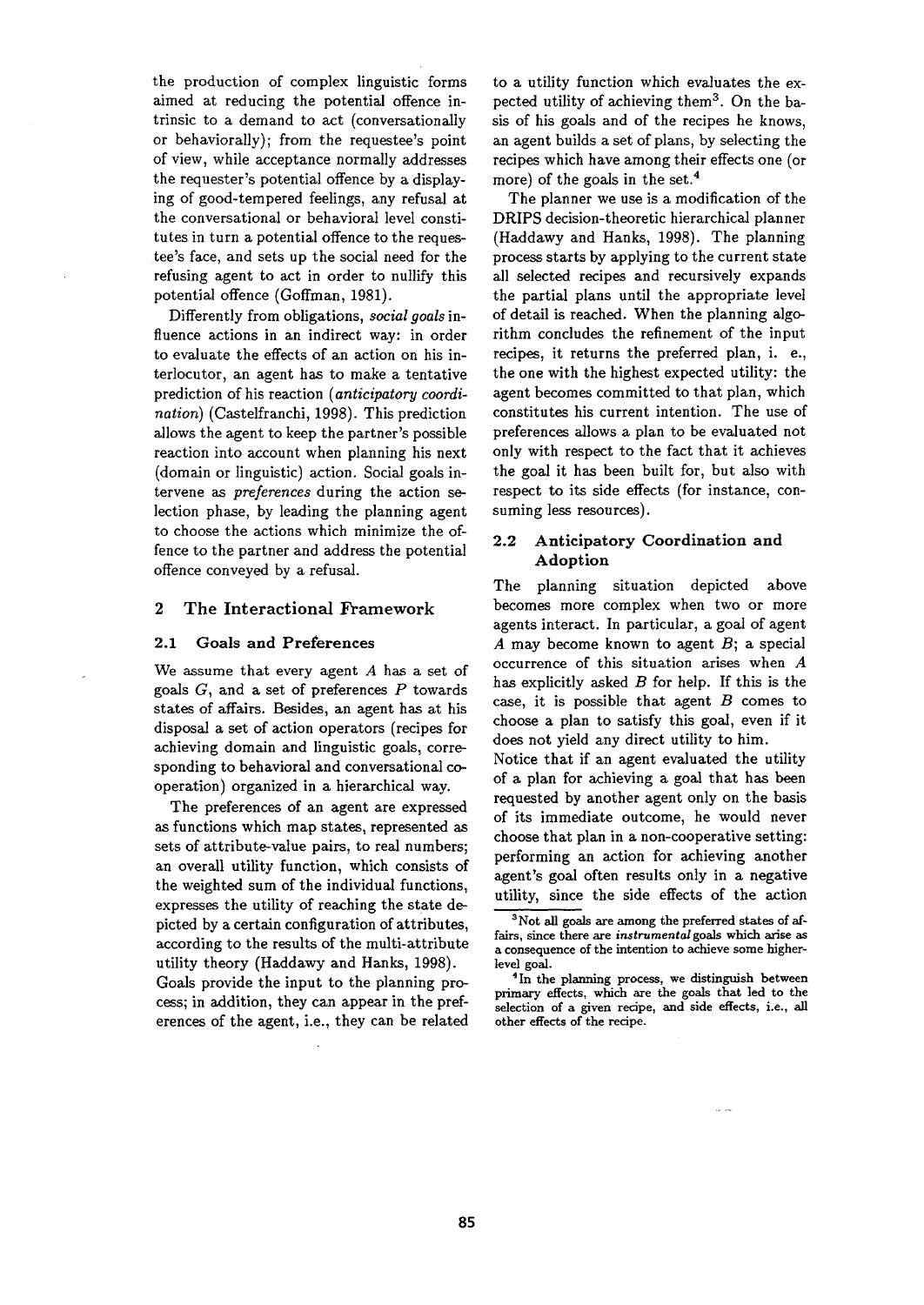the production of complex linguistic forms aimed at reducing the potential offence intrinsic to a demand to act (conversationally or behaviorally); from the requestee's point of view, while acceptance normally addresses the requester's potential offence by a displaying of good-tempered feelings, any refusal at the conversational or behavioral level constitutes in turn a potential offence to the requestee's face, and sets up the social need for the refusing agent to act in order to nullify this potential offence (Goffman, 1981).

Differently from obligations, *social goals* influence actions in an indirect way: in order to evaluate the effects of an action on his interlocutor, an agent has to make a tentative prediction of his reaction (*anticipatory coordination*) (Castelfranchi, 1998). This prediction allows the agent to keep the partner's possible reaction into account when planning his next (domain or linguistic) action. Social goals intervene as *preferences* during the action selection phase, by leading the planning agent to choose the actions which minimize the offence to the partner and address the potential offence conveyed by a refusal.

## 2 The Interactional Framework

### 2.1 Goals and Preferences

We assume that every agent $A$ has a set of goals $G$, and a set of preferences $P$ towards states of affairs. Besides, an agent has at his disposal a set of action operators (recipes for achieving domain and linguistic goals, corresponding to behavioral and conversational cooperation) organized in a hierarchical way.

The preferences of an agent are expressed as functions which map states, represented as sets of attribute-value pairs, to real numbers; an overall utility function, which consists of the weighted sum of the individual functions, expresses the utility of reaching the state depicted by a certain configuration of attributes, according to the results of the multi-attribute utility theory (Haddawy and Hanks, 1998).

Goals provide the input to the planning process; in addition, they can appear in the preferences of the agent, i.e., they can be related to a utility function which evaluates the expected utility of achieving them[3]. On the basis of his goals and of the recipes he knows, an agent builds a set of plans, by selecting the recipes which have among their effects one (or more) of the goals in the set.[4]

The planner we use is a modification of the DRIPS decision-theoretic hierarchical planner (Haddawy and Hanks, 1998). The planning process starts by applying to the current state all selected recipes and recursively expands the partial plans until the appropriate level of detail is reached. When the planning algorithm concludes the refinement of the input recipes, it returns the preferred plan, i. e., the one with the highest expected utility: the agent becomes committed to that plan, which constitutes his current intention. The use of preferences allows a plan to be evaluated not only with respect to the fact that it achieves the goal it has been built for, but also with respect to its side effects (for instance, consuming less resources).

### 2.2 Anticipatory Coordination and Adoption

The planning situation depicted above becomes more complex when two or more agents interact. In particular, a goal of agent $A$ may become known to agent $B$; a special occurrence of this situation arises when $A$ has explicitly asked $B$ for help. If this is the case, it is possible that agent $B$ comes to choose a plan to satisfy this goal, even if it does not yield any direct utility to him.

Notice that if an agent evaluated the utility of a plan for achieving a goal that has been requested by another agent only on the basis of its immediate outcome, he would never choose that plan in a non-cooperative setting: performing an action for achieving another agent's goal often results only in a negative utility, since the side effects of the action

[3] Not all goals are among the preferred states of affairs, since there are *instrumental* goals which arise as a consequence of the intention to achieve some higher-level goal.

[4] In the planning process, we distinguish between primary effects, which are the goals that led to the selection of a given recipe, and side effects, i.e., all other effects of the recipe.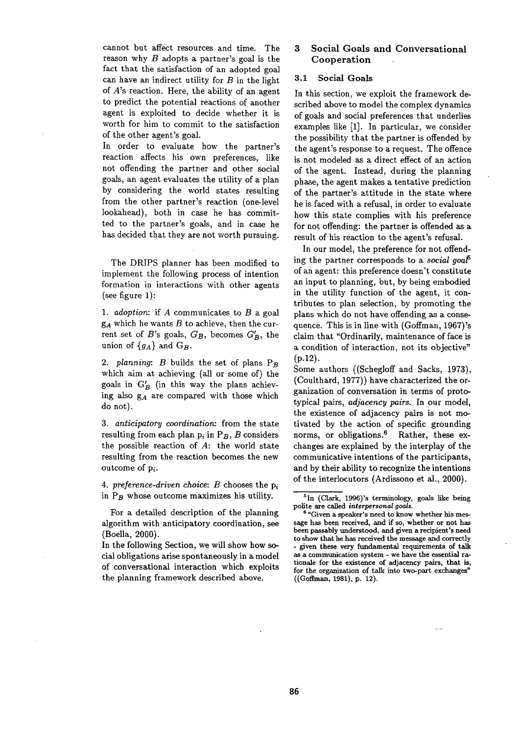cannot but affect resources and time. The reason why $B$ adopts a partner's goal is the fact that the satisfaction of an adopted goal can have an indirect utility for $B$ in the light of $A$'s reaction. Here, the ability of an agent to predict the potential reactions of another agent is exploited to decide whether it is worth for him to commit to the satisfaction of the other agent's goal.

In order to evaluate how the partner's reaction affects his own preferences, like not offending the partner and other social goals, an agent evaluates the utility of a plan by considering the world states resulting from the other partner's reaction (one-level lookahead), both in case he has committed to the partner's goals, and in case he has decided that they are not worth pursuing.

The DRIPS planner has been modified to implement the following process of intention formation in interactions with other agents (see figure 1):

1. *adoption*: if $A$ communicates to $B$ a goal $g_A$ which he wants $B$ to achieve, then the current set of $B$'s goals, $G_B$, becomes $G'_B$, the union of $\{g_A\}$ and $G_B$.

2. *planning*: $B$ builds the set of plans $P_B$ which aim at achieving (all or some of) the goals in $G'_B$ (in this way the plans achieving also $g_A$ are compared with those which do not).

3. *anticipatory coordination*: from the state resulting from each plan $p_i$ in $P_B$, $B$ considers the possible reaction of $A$: the world state resulting from the reaction becomes the new outcome of $p_i$.

4. *preference-driven choice*: $B$ chooses the $p_i$ in $P_B$ whose outcome maximizes his utility.

For a detailed description of the planning algorithm with anticipatory coordination, see (Boella, 2000).

In the following Section, we will show how social obligations arise spontaneously in a model of conversational interaction which exploits the planning framework described above.

## 3 Social Goals and Conversational Cooperation

### 3.1 Social Goals

In this section, we exploit the framework described above to model the complex dynamics of goals and social preferences that underlies examples like [1]. In particular, we consider the possibility that the partner is offended by the agent's response to a request. The offence is not modeled as a direct effect of an action of the agent. Instead, during the planning phase, the agent makes a tentative prediction of the partner's attitude in the state where he is faced with a refusal, in order to evaluate how this state complies with his preference for not offending: the partner is offended as a result of his reaction to the agent's refusal.

In our model, the preference for not offending the partner corresponds to a *social goal*[5] of an agent: this preference doesn't constitute an input to planning, but, by being embodied in the utility function of the agent, it contributes to plan selection, by promoting the plans which do not have offending as a consequence. This is in line with (Goffman, 1967)'s claim that "Ordinarily, maintenance of face is a condition of interaction, not its objective" (p.12).

Some authors ((Schegloff and Sacks, 1973), (Coulthard, 1977)) have characterized the organization of conversation in terms of prototypical pairs, *adjacency pairs*. In our model, the existence of adjacency pairs is not motivated by the action of specific grounding norms, or obligations.[6] Rather, these exchanges are explained by the interplay of the communicative intentions of the participants, and by their ability to recognize the intentions of the interlocutors (Ardissono et al., 2000).

---

[5] In (Clark, 1996)'s terminology, goals like being polite are called *interpersonal goals*.

[6] "Given a speaker's need to know whether his message has been received, and if so, whether or not has been passably understood, and given a recipient's need to show that he has received the message and correctly - given these very fundamental requirements of talk as a communication system - we have the essential rationale for the existence of adjacency pairs, that is, for the organization of talk into two-part exchanges" ((Goffman, 1981), p. 12).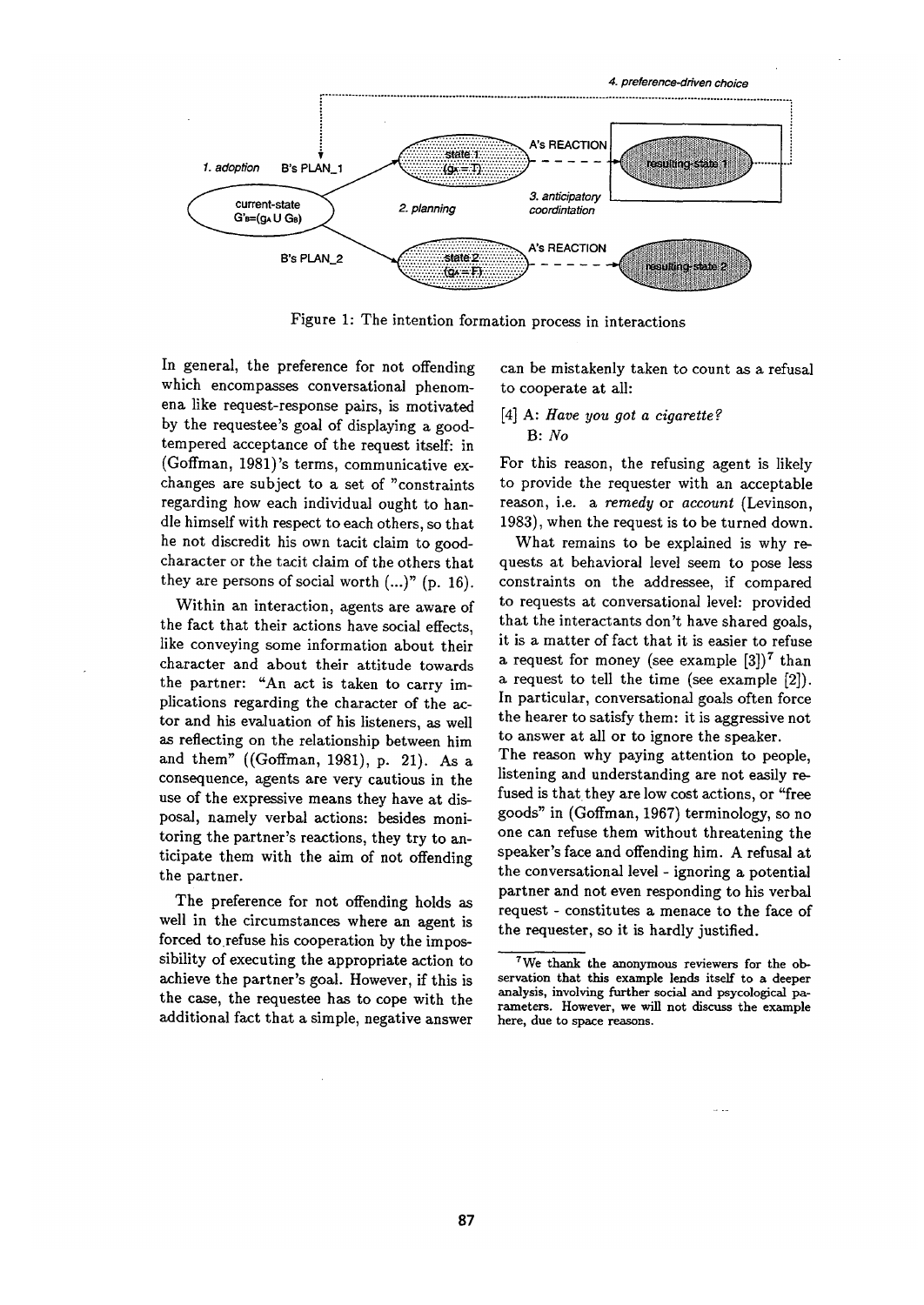4. preference-driven choice

1. adoption B's PLAN_1

current-state $G'_B=(g_A \cup G_B)$

2. planning

state 1 $(g_A = T)$

A's REACTION

resulting-state 1

3. anticipatory coordintation

B's PLAN_2

state 2 $(g_A = F)$

A's REACTION

resulting-state 2

Figure 1: The intention formation process in interactions

In general, the preference for not offending which encompasses conversational phenomena like request-response pairs, is motivated by the requestee's goal of displaying a good-tempered acceptance of the request itself: in (Goffman, 1981)'s terms, communicative exchanges are subject to a set of "constraints regarding how each individual ought to handle himself with respect to each others, so that he not discredit his own tacit claim to good-character or the tacit claim of the others that they are persons of social worth (...)" (p. 16).

Within an interaction, agents are aware of the fact that their actions have social effects, like conveying some information about their character and about their attitude towards the partner: "An act is taken to carry implications regarding the character of the actor and his evaluation of his listeners, as well as reflecting on the relationship between him and them" ((Goffman, 1981), p. 21). As a consequence, agents are very cautious in the use of the expressive means they have at disposal, namely verbal actions: besides monitoring the partner's reactions, they try to anticipate them with the aim of not offending the partner.

The preference for not offending holds as well in the circumstances where an agent is forced to refuse his cooperation by the impossibility of executing the appropriate action to achieve the partner's goal. However, if this is the case, the requestee has to cope with the additional fact that a simple, negative answer can be mistakenly taken to count as a refusal to cooperate at all:

[4] A: *Have you got a cigarette?*
B: *No*

For this reason, the refusing agent is likely to provide the requester with an acceptable reason, i.e. a *remedy* or *account* (Levinson, 1983), when the request is to be turned down.

What remains to be explained is why requests at behavioral level seem to pose less constraints on the addressee, if compared to requests at conversational level: provided that the interactants don't have shared goals, it is a matter of fact that it is easier to refuse a request for money (see example [3])[7] than a request to tell the time (see example [2]). In particular, conversational goals often force the hearer to satisfy them: it is aggressive not to answer at all or to ignore the speaker.
The reason why paying attention to people, listening and understanding are not easily refused is that they are low cost actions, or "free goods" in (Goffman, 1967) terminology, so no one can refuse them without threatening the speaker's face and offending him. A refusal at the conversational level - ignoring a potential partner and not even responding to his verbal request - constitutes a menace to the face of the requester, so it is hardly justified.

[7]We thank the anonymous reviewers for the observation that this example lends itself to a deeper analysis, involving further social and psycological parameters. However, we will not discuss the example here, due to space reasons.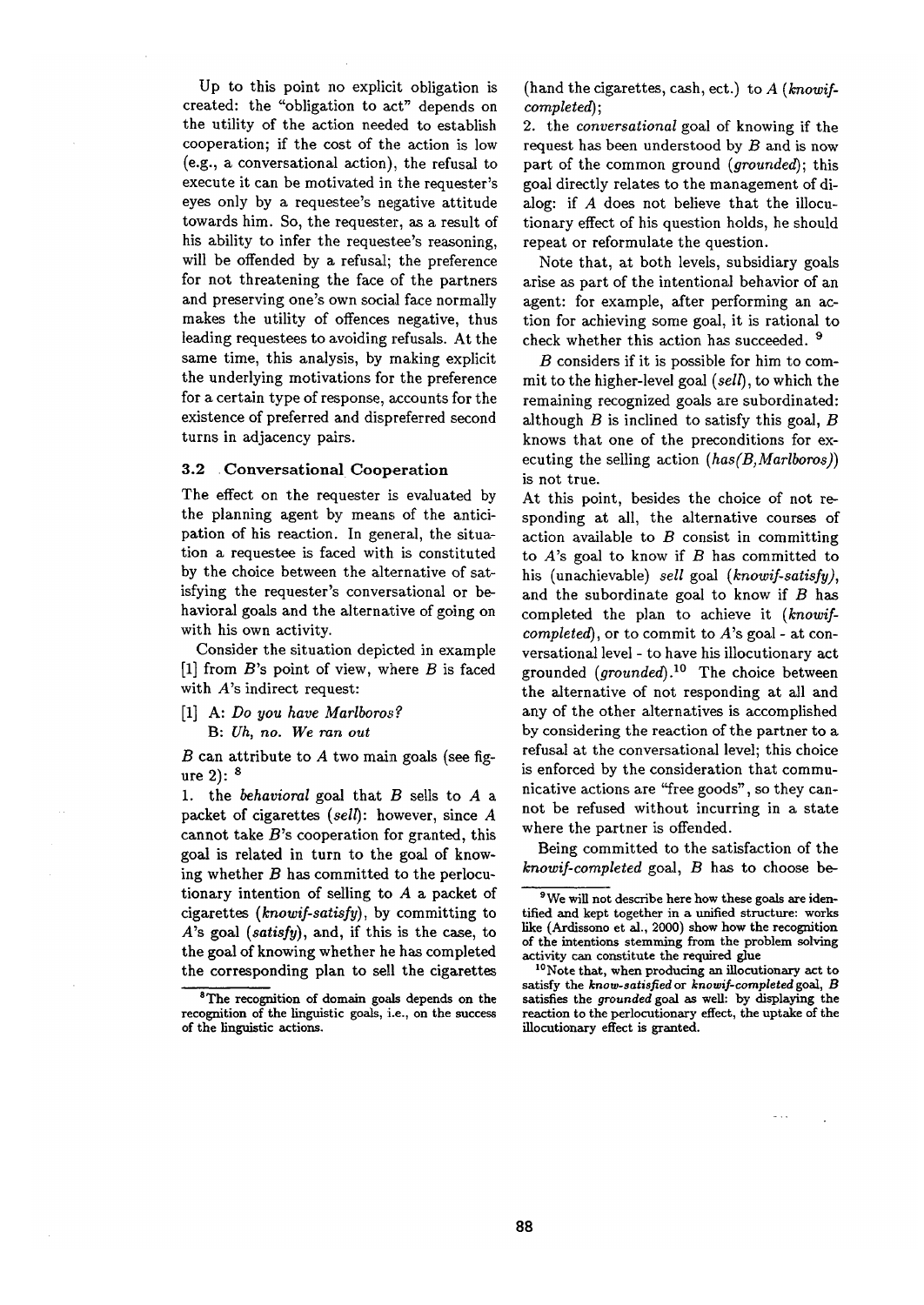Up to this point no explicit obligation is created: the "obligation to act" depends on the utility of the action needed to establish cooperation; if the cost of the action is low (e.g., a conversational action), the refusal to execute it can be motivated in the requester's eyes only by a requestee's negative attitude towards him. So, the requester, as a result of his ability to infer the requestee's reasoning, will be offended by a refusal; the preference for not threatening the face of the partners and preserving one's own social face normally makes the utility of offences negative, thus leading requestees to avoiding refusals. At the same time, this analysis, by making explicit the underlying motivations for the preference for a certain type of response, accounts for the existence of preferred and dispreferred second turns in adjacency pairs.

### 3.2 Conversational Cooperation

The effect on the requester is evaluated by the planning agent by means of the anticipation of his reaction. In general, the situation a requestee is faced with is constituted by the choice between the alternative of satisfying the requester's conversational or behavioral goals and the alternative of going on with his own activity.

Consider the situation depicted in example [1] from $B$'s point of view, where $B$ is faced with $A$'s indirect request:

[1] A: *Do you have Marlboros?*
B: *Uh, no. We ran out*

$B$ can attribute to $A$ two main goals (see figure 2): [8]

1. the *behavioral* goal that $B$ sells to $A$ a packet of cigarettes (*sell*): however, since $A$ cannot take $B$'s cooperation for granted, this goal is related in turn to the goal of knowing whether $B$ has committed to the perlocutionary intention of selling to $A$ a packet of cigarettes (*knowif-satisfy*), by committing to $A$'s goal (*satisfy*), and, if this is the case, to the goal of knowing whether he has completed the corresponding plan to sell the cigarettes (hand the cigarettes, cash, ect.) to $A$ (*knowif-completed*);

2. the *conversational* goal of knowing if the request has been understood by $B$ and is now part of the common ground (*grounded*); this goal directly relates to the management of dialog: if $A$ does not believe that the illocutionary effect of his question holds, he should repeat or reformulate the question.

Note that, at both levels, subsidiary goals arise as part of the intentional behavior of an agent: for example, after performing an action for achieving some goal, it is rational to check whether this action has succeeded. [9]

$B$ considers if it is possible for him to commit to the higher-level goal (*sell*), to which the remaining recognized goals are subordinated: although $B$ is inclined to satisfy this goal, $B$ knows that one of the preconditions for executing the selling action (*has(B,Marlboros)*) is not true.

At this point, besides the choice of not responding at all, the alternative courses of action available to $B$ consist in committing to $A$'s goal to know if $B$ has committed to his (unachievable) *sell* goal (*knowif-satisfy*), and the subordinate goal to know if $B$ has completed the plan to achieve it (*knowif-completed*), or to commit to $A$'s goal - at conversational level - to have his illocutionary act grounded (*grounded*).[10] The choice between the alternative of not responding at all and any of the other alternatives is accomplished by considering the reaction of the partner to a refusal at the conversational level; this choice is enforced by the consideration that communicative actions are "free goods", so they cannot be refused without incurring in a state where the partner is offended.

Being committed to the satisfaction of the *knowif-completed* goal, $B$ has to choose be-

[8] The recognition of domain goals depends on the recognition of the linguistic goals, i.e., on the success of the linguistic actions.

[9] We will not describe here how these goals are identified and kept together in a unified structure: works like (Ardissono et al., 2000) show how the recognition of the intentions stemming from the problem solving activity can constitute the required glue

[10] Note that, when producing an illocutionary act to satisfy the *know-satisfied* or *knowif-completed* goal, $B$ satisfies the *grounded* goal as well: by displaying the reaction to the perlocutionary effect, the uptake of the illocutionary effect is granted.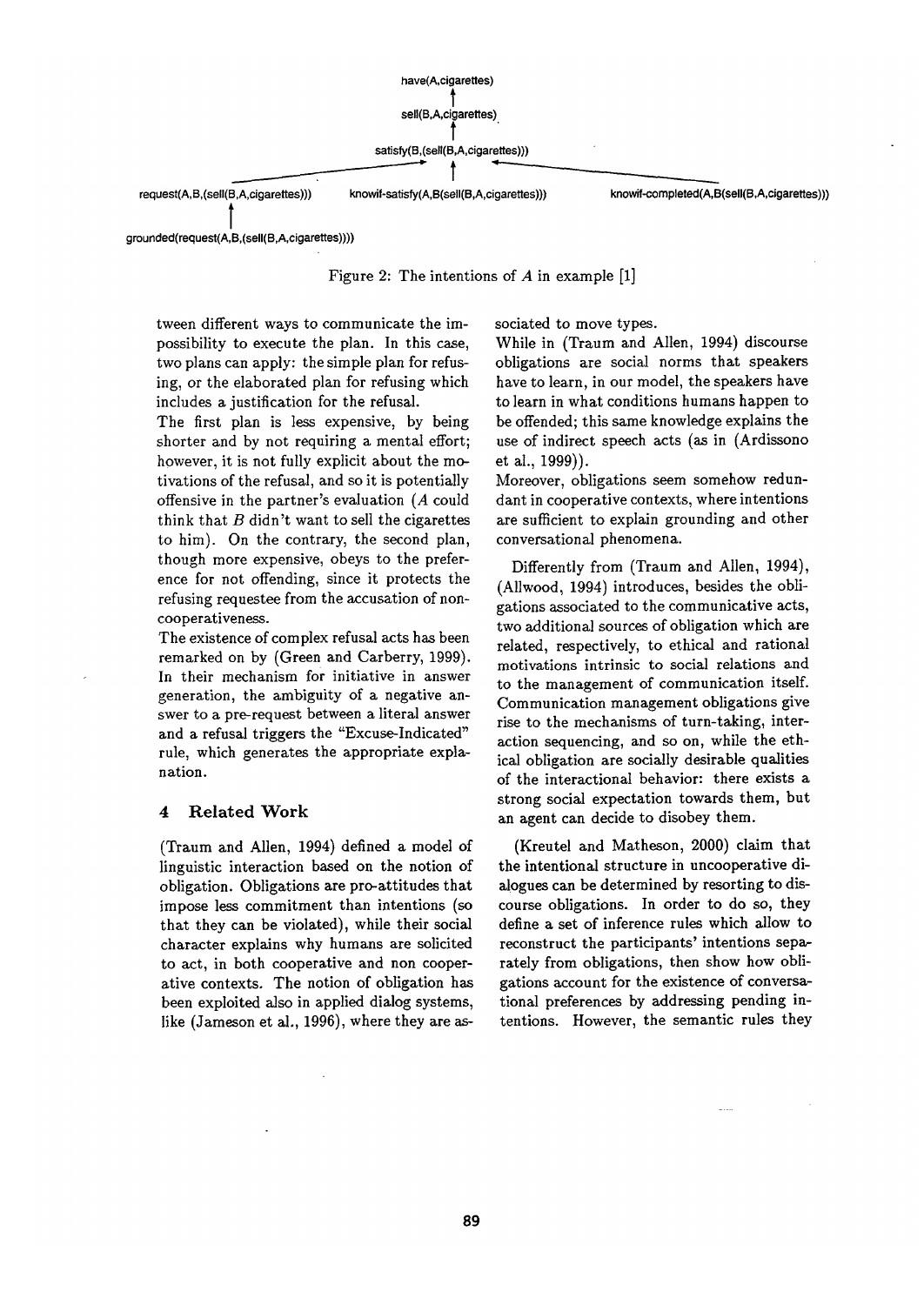have(A,cigarettes)

sell(B,A,cigarettes)

satisfy(B,(sell(B,A,cigarettes)))

request(A,B,(sell(B,A,cigarettes)))

knowif-satisfy(A,B(sell(B,A,cigarettes)))

knowif-completed(A,B(sell(B,A,cigarettes)))

grounded(request(A,B,(sell(B,A,cigarettes))))

Figure 2: The intentions of $A$ in example [1]

tween different ways to communicate the impossibility to execute the plan. In this case, two plans can apply: the simple plan for refusing, or the elaborated plan for refusing which includes a justification for the refusal.

The first plan is less expensive, by being shorter and by not requiring a mental effort; however, it is not fully explicit about the motivations of the refusal, and so it is potentially offensive in the partner's evaluation ($A$ could think that $B$ didn't want to sell the cigarettes to him). On the contrary, the second plan, though more expensive, obeys to the preference for not offending, since it protects the refusing requestee from the accusation of non-cooperativeness.

The existence of complex refusal acts has been remarked on by (Green and Carberry, 1999). In their mechanism for initiative in answer generation, the ambiguity of a negative answer to a pre-request between a literal answer and a refusal triggers the "Excuse-Indicated" rule, which generates the appropriate explanation.

## 4 Related Work

(Traum and Allen, 1994) defined a model of linguistic interaction based on the notion of obligation. Obligations are pro-attitudes that impose less commitment than intentions (so that they can be violated), while their social character explains why humans are solicited to act, in both cooperative and non cooperative contexts. The notion of obligation has been exploited also in applied dialog systems, like (Jameson et al., 1996), where they are associated to move types.

While in (Traum and Allen, 1994) discourse obligations are social norms that speakers have to learn, in our model, the speakers have to learn in what conditions humans happen to be offended; this same knowledge explains the use of indirect speech acts (as in (Ardissono et al., 1999)).

Moreover, obligations seem somehow redundant in cooperative contexts, where intentions are sufficient to explain grounding and other conversational phenomena.

Differently from (Traum and Allen, 1994), (Allwood, 1994) introduces, besides the obligations associated to the communicative acts, two additional sources of obligation which are related, respectively, to ethical and rational motivations intrinsic to social relations and to the management of communication itself. Communication management obligations give rise to the mechanisms of turn-taking, interaction sequencing, and so on, while the ethical obligation are socially desirable qualities of the interactional behavior: there exists a strong social expectation towards them, but an agent can decide to disobey them.

(Kreutel and Matheson, 2000) claim that the intentional structure in uncooperative dialogues can be determined by resorting to discourse obligations. In order to do so, they define a set of inference rules which allow to reconstruct the participants' intentions separately from obligations, then show how obligations account for the existence of conversational preferences by addressing pending intentions. However, the semantic rules they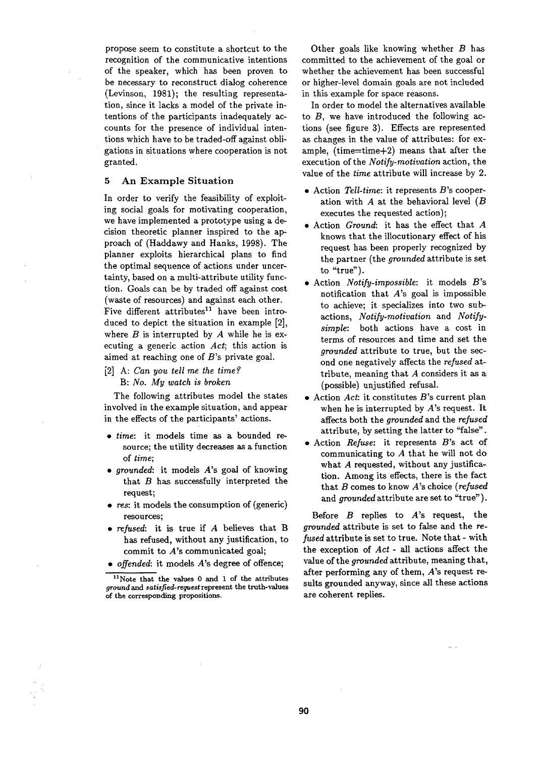propose seem to constitute a shortcut to the recognition of the communicative intentions of the speaker, which has been proven to be necessary to reconstruct dialog coherence (Levinson, 1981); the resulting representation, since it lacks a model of the private intentions of the participants inadequately accounts for the presence of individual intentions which have to be traded-off against obligations in situations where cooperation is not granted.

## 5 An Example Situation

In order to verify the feasibility of exploiting social goals for motivating cooperation, we have implemented a prototype using a decision theoretic planner inspired to the approach of (Haddawy and Hanks, 1998). The planner exploits hierarchical plans to find the optimal sequence of actions under uncertainty, based on a multi-attribute utility function. Goals can be by traded off against cost (waste of resources) and against each other. Five different attributes[11] have been introduced to depict the situation in example [2], where $B$ is interrupted by $A$ while he is executing a generic action *Act*; this action is aimed at reaching one of $B$'s private goal.

[2] A: *Can you tell me the time?*
B: *No. My watch is broken*

The following attributes model the states involved in the example situation, and appear in the effects of the participants' actions.

- *time*: it models time as a bounded resource; the utility decreases as a function of *time*;
- *grounded*: it models $A$'s goal of knowing that $B$ has successfully interpreted the request;
- *res*: it models the consumption of (generic) resources;
- *refused*: it is true if $A$ believes that B has refused, without any justification, to commit to $A$'s communicated goal;
- *offended*: it models $A$'s degree of offence;

[11] Note that the values 0 and 1 of the attributes *ground* and *satisfied-request* represent the truth-values of the corresponding propositions.

Other goals like knowing whether $B$ has committed to the achievement of the goal or whether the achievement has been successful or higher-level domain goals are not included in this example for space reasons.

In order to model the alternatives available to $B$, we have introduced the following actions (see figure 3). Effects are represented as changes in the value of attributes: for example, (time=time+2) means that after the execution of the *Notify-motivation* action, the value of the *time* attribute will increase by 2.

- Action *Tell-time*: it represents $B$'s cooperation with $A$ at the behavioral level ($B$ executes the requested action);
- Action *Ground*: it has the effect that $A$ knows that the illocutionary effect of his request has been properly recognized by the partner (the *grounded* attribute is set to "true").
- Action *Notify-impossible*: it models $B$'s notification that $A$'s goal is impossible to achieve; it specializes into two subactions, *Notify-motivation* and *Notify-simple*: both actions have a cost in terms of resources and time and set the *grounded* attribute to true, but the second one negatively affects the *refused* attribute, meaning that $A$ considers it as a (possible) unjustified refusal.
- Action *Act*: it constitutes $B$'s current plan when he is interrupted by $A$'s request. It affects both the *grounded* and the *refused* attribute, by setting the latter to "false".
- Action *Refuse*: it represents $B$'s act of communicating to $A$ that he will not do what $A$ requested, without any justification. Among its effects, there is the fact that $B$ comes to know $A$'s choice (*refused* and *grounded* attribute are set to "true").

Before $B$ replies to $A$'s request, the *grounded* attribute is set to false and the *refused* attribute is set to true. Note that - with the exception of *Act* - all actions affect the value of the *grounded* attribute, meaning that, after performing any of them, $A$'s request results grounded anyway, since all these actions are coherent replies.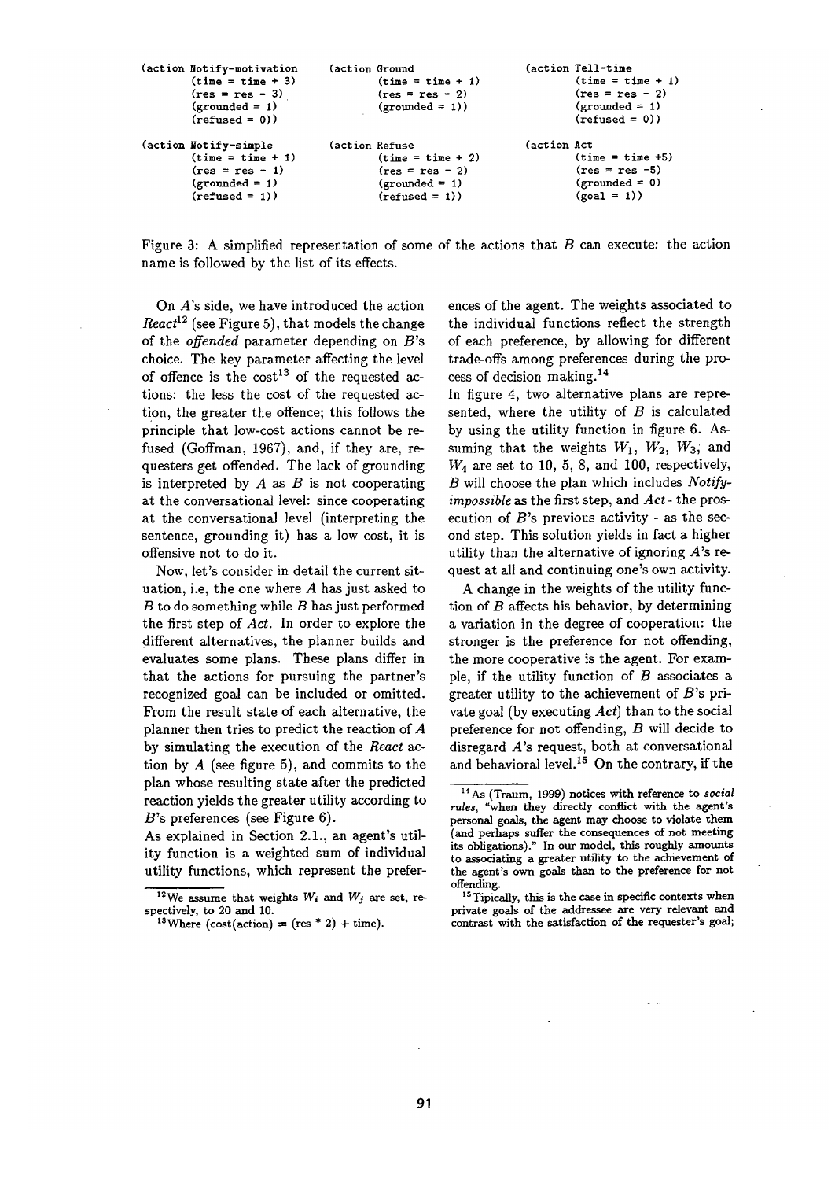```
(action Notify-motivation
        (time = time + 3)
        (res = res - 3)
        (grounded = 1)
        (refused = 0))

(action Notify-simple
        (time = time + 1)
        (res = res - 1)
        (grounded = 1)
        (refused = 1))

(action Ground
        (time = time + 1)
        (res = res - 2)
        (grounded = 1))

(action Refuse
        (time = time + 2)
        (res = res - 2)
        (grounded = 1)
        (refused = 1))

(action Tell-time
        (time = time + 1)
        (res = res - 2)
        (grounded = 1)
        (refused = 0))

(action Act
        (time = time +5)
        (res = res -5)
        (grounded = 0)
        (goal = 1))
```

Figure 3: A simplified representation of some of the actions that $B$ can execute: the action name is followed by the list of its effects.

On $A$'s side, we have introduced the action *React*[12] (see Figure 5), that models the change of the *offended* parameter depending on $B$'s choice. The key parameter affecting the level of offence is the cost[13] of the requested actions: the less the cost of the requested action, the greater the offence; this follows the principle that low-cost actions cannot be refused (Goffman, 1967), and, if they are, requesters get offended. The lack of grounding is interpreted by $A$ as $B$ is not cooperating at the conversational level: since cooperating at the conversational level (interpreting the sentence, grounding it) has a low cost, it is offensive not to do it.

Now, let's consider in detail the current situation, i.e, the one where $A$ has just asked to $B$ to do something while $B$ has just performed the first step of *Act*. In order to explore the different alternatives, the planner builds and evaluates some plans. These plans differ in that the actions for pursuing the partner's recognized goal can be included or omitted. From the result state of each alternative, the planner then tries to predict the reaction of $A$ by simulating the execution of the *React* action by $A$ (see figure 5), and commits to the plan whose resulting state after the predicted reaction yields the greater utility according to $B$'s preferences (see Figure 6).

As explained in Section 2.1., an agent's utility function is a weighted sum of individual utility functions, which represent the preferences of the agent. The weights associated to the individual functions reflect the strength of each preference, by allowing for different trade-offs among preferences during the process of decision making.[14]

In figure 4, two alternative plans are represented, where the utility of $B$ is calculated by using the utility function in figure 6. Assuming that the weights $W_1$, $W_2$, $W_3$, and $W_4$ are set to 10, 5, 8, and 100, respectively, $B$ will choose the plan which includes *Notify-impossible* as the first step, and *Act* - the prosecution of $B$'s previous activity - as the second step. This solution yields in fact a higher utility than the alternative of ignoring $A$'s request at all and continuing one's own activity.

A change in the weights of the utility function of $B$ affects his behavior, by determining a variation in the degree of cooperation: the stronger is the preference for not offending, the more cooperative is the agent. For example, if the utility function of $B$ associates a greater utility to the achievement of $B$'s private goal (by executing *Act*) than to the social preference for not offending, $B$ will decide to disregard $A$'s request, both at conversational and behavioral level.[15] On the contrary, if the

[12] We assume that weights $W_i$ and $W_j$ are set, respectively, to 20 and 10.

[13] Where (cost(action) = (res * 2) + time).

[14] As (Traum, 1999) notices with reference to *social rules*, "when they directly conflict with the agent's personal goals, the agent may choose to violate them (and perhaps suffer the consequences of not meeting its obligations)." In our model, this roughly amounts to associating a greater utility to the achievement of the agent's own goals than to the preference for not offending.

[15] Typically, this is the case in specific contexts when private goals of the addressee are very relevant and contrast with the satisfaction of the requester's goal;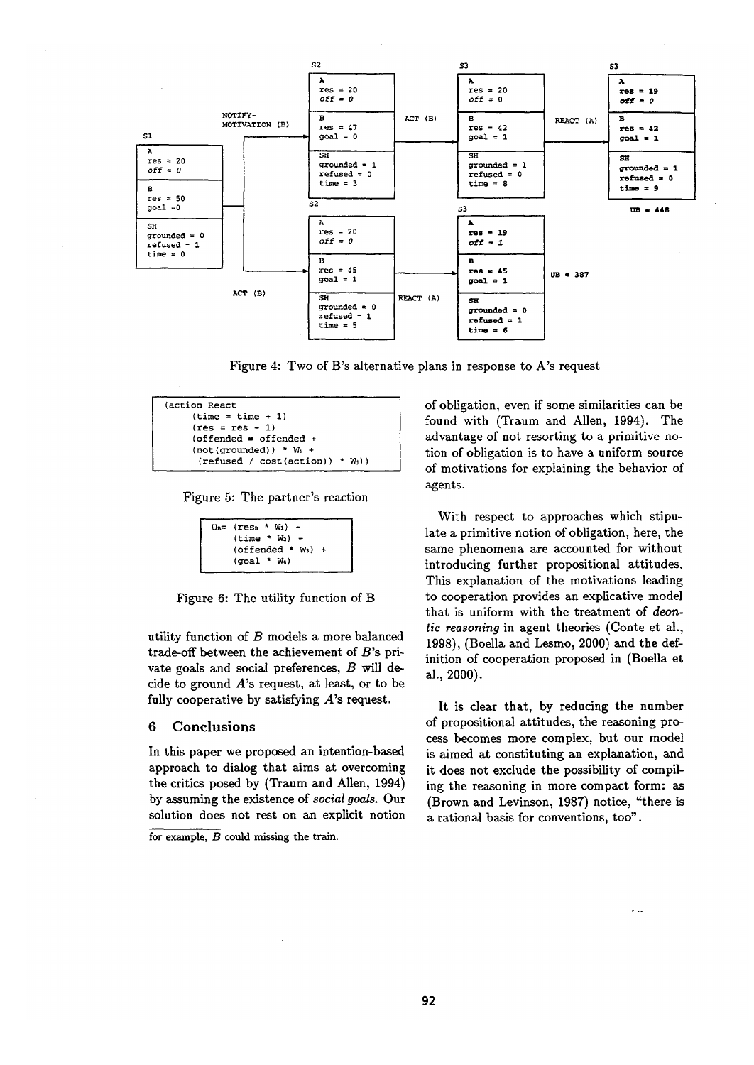S1

A
res = 20
off = 0

B
res = 50
goal = 0

SH
grounded = 0
refused = 1
time = 0

NOTIFY-MOTIVATION (B)

S2

A
res = 20
off = 0

B
res = 47
goal = 0

SH
grounded = 1
refused = 0
time = 3

ACT (B)

S3

A
res = 20
off = 0

B
res = 42
goal = 1

SH
grounded = 1
refused = 0
time = 8

REACT (A)

S3

A
res = 19
off = 0

B
res = 42
goal = 1

SH
grounded = 1
refused = 0
time = 9

UB = 448

ACT (B)

S2

A
res = 20
off = 0

B
res = 45
goal = 1

SH
grounded = 0
refused = 1
time = 5

REACT (A)

S3

A
res = 19
off = 1

B
res = 45
goal = 1

SH
grounded = 0
refused = 1
time = 6

UB = 387

Figure 4: Two of B's alternative plans in response to A's request

```
(action React
    (time = time + 1)
    (res = res - 1)
    (offended = offended +
    (not(grounded)) * W1 +
     (refused / cost(action)) * W2))
```

Figure 5: The partner's reaction

```
UB= (resB * W1) -
    (time * W2) -
    (offended * W3) +
    (goal * W4)
```

Figure 6: The utility function of B

utility function of $B$ models a more balanced trade-off between the achievement of $B$'s private goals and social preferences, $B$ will decide to ground $A$'s request, at least, or to be fully cooperative by satisfying $A$'s request.

## 6 Conclusions

In this paper we proposed an intention-based approach to dialog that aims at overcoming the critics posed by (Traum and Allen, 1994) by assuming the existence of *social goals*. Our solution does not rest on an explicit notion of obligation, even if some similarities can be found with (Traum and Allen, 1994). The advantage of not resorting to a primitive notion of obligation is to have a uniform source of motivations for explaining the behavior of agents.

With respect to approaches which stipulate a primitive notion of obligation, here, the same phenomena are accounted for without introducing further propositional attitudes. This explanation of the motivations leading to cooperation provides an explicative model that is uniform with the treatment of *deontic reasoning* in agent theories (Conte et al., 1998), (Boella and Lesmo, 2000) and the definition of cooperation proposed in (Boella et al., 2000).

It is clear that, by reducing the number of propositional attitudes, the reasoning process becomes more complex, but our model is aimed at constituting an explanation, and it does not exclude the possibility of compiling the reasoning in more compact form: as (Brown and Levinson, 1987) notice, "there is a rational basis for conventions, too".

---

for example, $B$ could missing the train.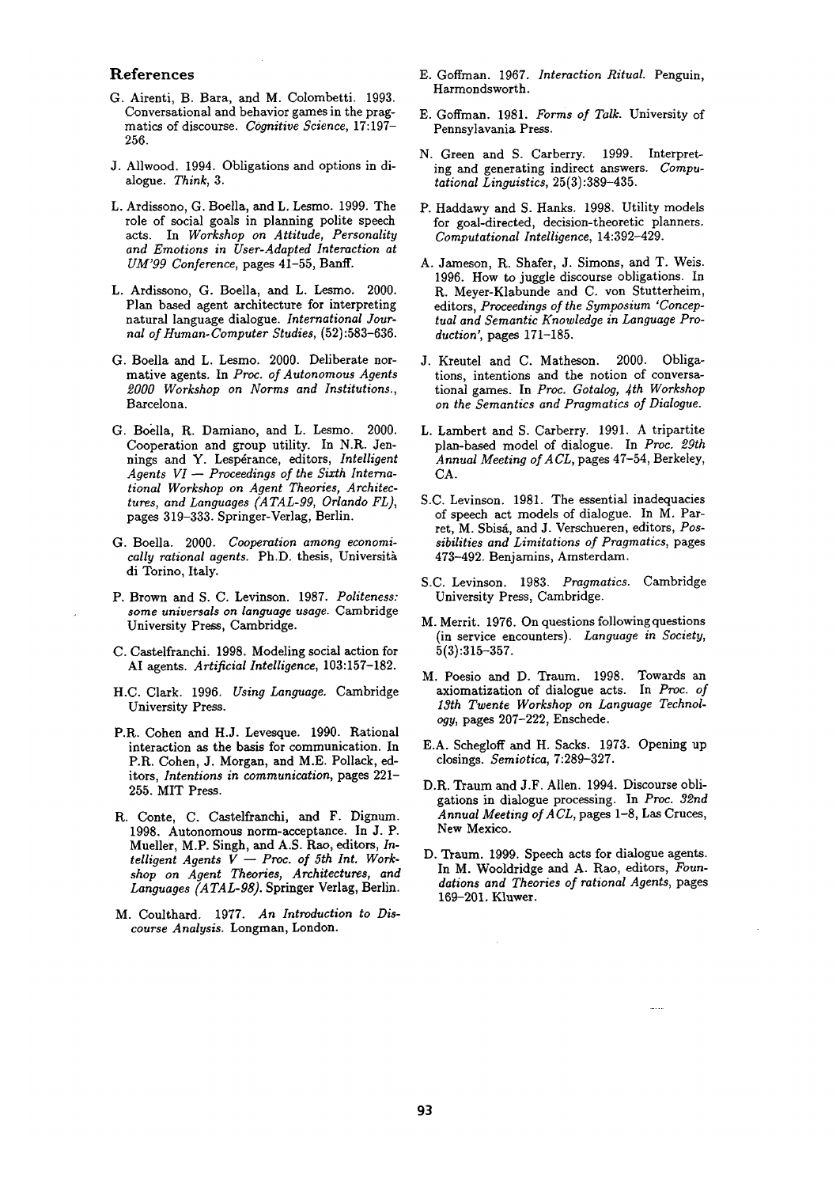## References

G. Airenti, B. Bara, and M. Colombetti. 1993. Conversational and behavior games in the pragmatics of discourse. *Cognitive Science*, 17:197–256.

J. Allwood. 1994. Obligations and options in dialogue. *Think*, 3.

L. Ardissono, G. Boella, and L. Lesmo. 1999. The role of social goals in planning polite speech acts. In *Workshop on Attitude, Personality and Emotions in User-Adapted Interaction at UM'99 Conference*, pages 41–55, Banff.

L. Ardissono, G. Boella, and L. Lesmo. 2000. Plan based agent architecture for interpreting natural language dialogue. *International Journal of Human-Computer Studies*, (52):583–636.

G. Boella and L. Lesmo. 2000. Deliberate normative agents. In *Proc. of Autonomous Agents 2000 Workshop on Norms and Institutions.*, Barcelona.

G. Boella, R. Damiano, and L. Lesmo. 2000. Cooperation and group utility. In N.R. Jennings and Y. Lespérance, editors, *Intelligent Agents VI — Proceedings of the Sixth International Workshop on Agent Theories, Architectures, and Languages (ATAL-99, Orlando FL)*, pages 319–333. Springer-Verlag, Berlin.

G. Boella. 2000. *Cooperation among economically rational agents.* Ph.D. thesis, Università di Torino, Italy.

P. Brown and S. C. Levinson. 1987. *Politeness: some universals on language usage.* Cambridge University Press, Cambridge.

C. Castelfranchi. 1998. Modeling social action for AI agents. *Artificial Intelligence*, 103:157–182.

H.C. Clark. 1996. *Using Language.* Cambridge University Press.

P.R. Cohen and H.J. Levesque. 1990. Rational interaction as the basis for communication. In P.R. Cohen, J. Morgan, and M.E. Pollack, editors, *Intentions in communication*, pages 221–255. MIT Press.

R. Conte, C. Castelfranchi, and F. Dignum. 1998. Autonomous norm-acceptance. In J. P. Mueller, M.P. Singh, and A.S. Rao, editors, *Intelligent Agents V — Proc. of 5th Int. Workshop on Agent Theories, Architectures, and Languages (ATAL-98).* Springer Verlag, Berlin.

M. Coulthard. 1977. *An Introduction to Discourse Analysis.* Longman, London.

E. Goffman. 1967. *Interaction Ritual.* Penguin, Harmondsworth.

E. Goffman. 1981. *Forms of Talk.* University of Pennsylavania Press.

N. Green and S. Carberry. 1999. Interpreting and generating indirect answers. *Computational Linguistics*, 25(3):389–435.

P. Haddawy and S. Hanks. 1998. Utility models for goal-directed, decision-theoretic planners. *Computational Intelligence*, 14:392–429.

A. Jameson, R. Shafer, J. Simons, and T. Weis. 1996. How to juggle discourse obligations. In R. Meyer-Klabunde and C. von Stutterheim, editors, *Proceedings of the Symposium 'Conceptual and Semantic Knowledge in Language Production'*, pages 171–185.

J. Kreutel and C. Matheson. 2000. Obligations, intentions and the notion of conversational games. In *Proc. Gotalog, 4th Workshop on the Semantics and Pragmatics of Dialogue.*

L. Lambert and S. Carberry. 1991. A tripartite plan-based model of dialogue. In *Proc. 29th Annual Meeting of ACL*, pages 47–54, Berkeley, CA.

S.C. Levinson. 1981. The essential inadequacies of speech act models of dialogue. In M. Parret, M. Sbisá, and J. Verschueren, editors, *Possibilities and Limitations of Pragmatics*, pages 473–492. Benjamins, Amsterdam.

S.C. Levinson. 1983. *Pragmatics.* Cambridge University Press, Cambridge.

M. Merrit. 1976. On questions following questions (in service encounters). *Language in Society*, 5(3):315–357.

M. Poesio and D. Traum. 1998. Towards an axiomatization of dialogue acts. In *Proc. of 13th Twente Workshop on Language Technology*, pages 207–222, Enschede.

E.A. Schegloff and H. Sacks. 1973. Opening up closings. *Semiotica*, 7:289–327.

D.R. Traum and J.F. Allen. 1994. Discourse obligations in dialogue processing. In *Proc. 32nd Annual Meeting of ACL*, pages 1–8, Las Cruces, New Mexico.

D. Traum. 1999. Speech acts for dialogue agents. In M. Wooldridge and A. Rao, editors, *Foundations and Theories of rational Agents*, pages 169–201. Kluwer.